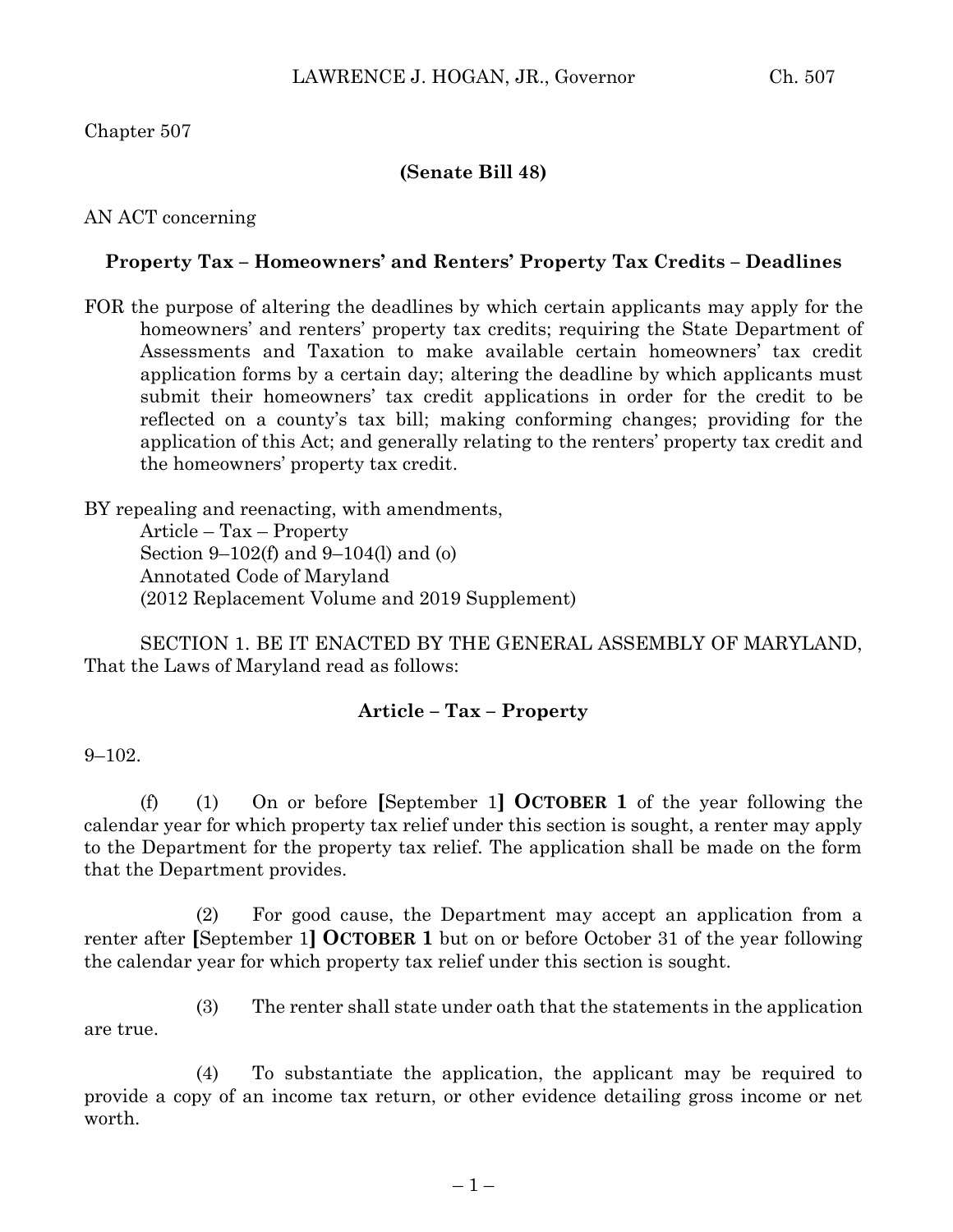Chapter 507

**(Senate Bill 48)**

AN ACT concerning

## Property Tax – Homeowners' and Renters' Property Tax Credits – Deadlines

FOR the purpose of altering the deadlines by which certain applicants may apply for the homeowners' and renters' property tax credits; requiring the State Department of Assessments and Taxation to make available certain homeowners' tax credit application forms by a certain day; altering the deadline by which applicants must submit their homeowners' tax credit applications in order for the credit to be reflected on a county's tax bill; making conforming changes; providing for the application of this Act; and generally relating to the renters' property tax credit and the homeowners' property tax credit.

BY repealing and reenacting, with amendments,
Article – Tax – Property
Section 9–102(f) and 9–104(l) and (o)
Annotated Code of Maryland
(2012 Replacement Volume and 2019 Supplement)

SECTION 1. BE IT ENACTED BY THE GENERAL ASSEMBLY OF MARYLAND, That the Laws of Maryland read as follows:

**Article – Tax – Property**

9–102.

(f) (1) On or before **[**September 1**]** **OCTOBER 1** of the year following the calendar year for which property tax relief under this section is sought, a renter may apply to the Department for the property tax relief. The application shall be made on the form that the Department provides.

(2) For good cause, the Department may accept an application from a renter after **[**September 1**]** **OCTOBER 1** but on or before October 31 of the year following the calendar year for which property tax relief under this section is sought.

(3) The renter shall state under oath that the statements in the application are true.

(4) To substantiate the application, the applicant may be required to provide a copy of an income tax return, or other evidence detailing gross income or net worth.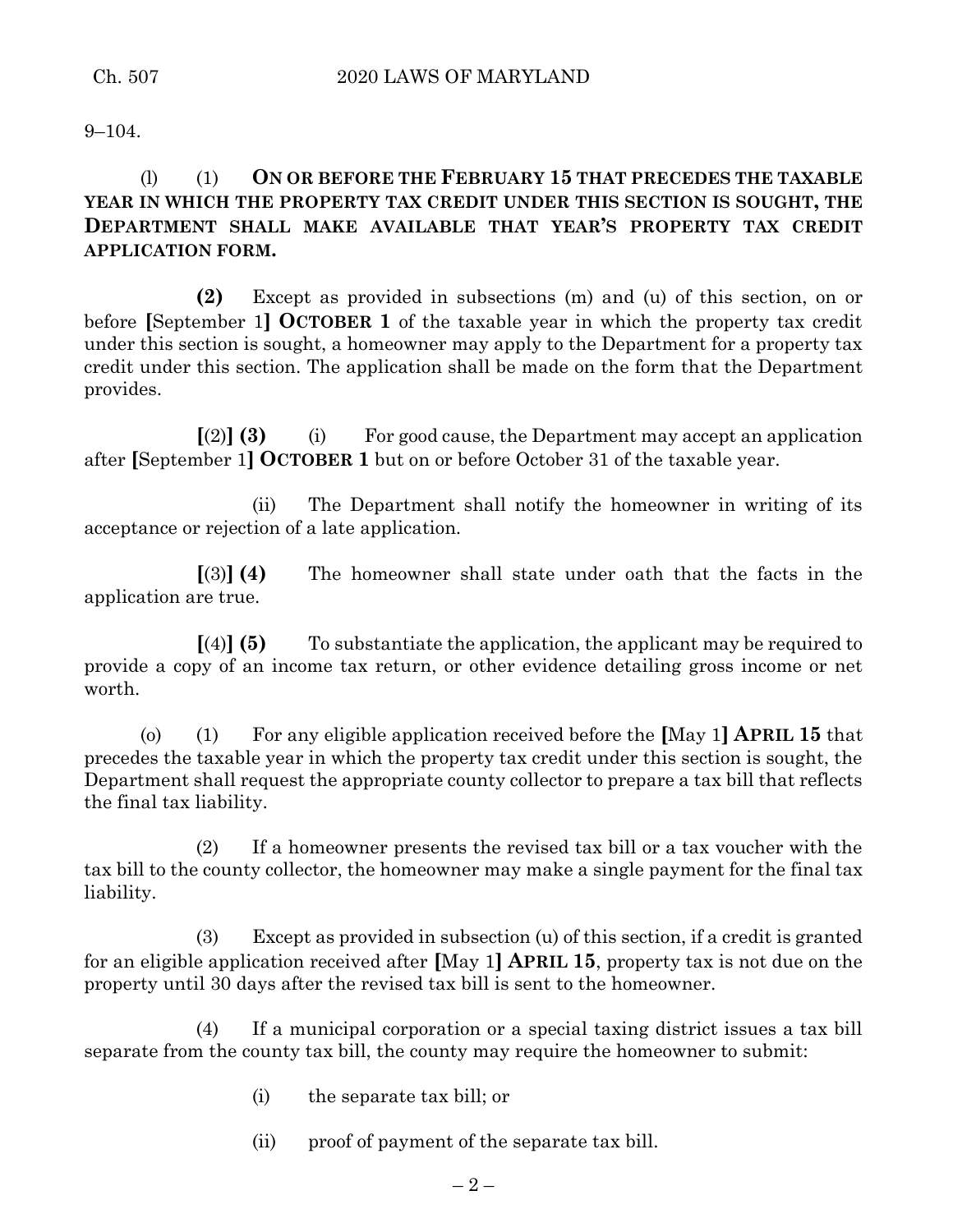9–104.

(l) (1) **ON OR BEFORE THE FEBRUARY 15 THAT PRECEDES THE TAXABLE YEAR IN WHICH THE PROPERTY TAX CREDIT UNDER THIS SECTION IS SOUGHT, THE DEPARTMENT SHALL MAKE AVAILABLE THAT YEAR'S PROPERTY TAX CREDIT APPLICATION FORM.**

**(2)** Except as provided in subsections (m) and (u) of this section, on or before **[**September 1**]** **OCTOBER 1** of the taxable year in which the property tax credit under this section is sought, a homeowner may apply to the Department for a property tax credit under this section. The application shall be made on the form that the Department provides.

**[**(2)**]** **(3)** (i) For good cause, the Department may accept an application after **[**September 1**]** **OCTOBER 1** but on or before October 31 of the taxable year.

(ii) The Department shall notify the homeowner in writing of its acceptance or rejection of a late application.

**[**(3)**]** **(4)** The homeowner shall state under oath that the facts in the application are true.

**[**(4)**]** **(5)** To substantiate the application, the applicant may be required to provide a copy of an income tax return, or other evidence detailing gross income or net worth.

(o) (1) For any eligible application received before the **[**May 1**]** **APRIL 15** that precedes the taxable year in which the property tax credit under this section is sought, the Department shall request the appropriate county collector to prepare a tax bill that reflects the final tax liability.

(2) If a homeowner presents the revised tax bill or a tax voucher with the tax bill to the county collector, the homeowner may make a single payment for the final tax liability.

(3) Except as provided in subsection (u) of this section, if a credit is granted for an eligible application received after **[**May 1**]** **APRIL 15**, property tax is not due on the property until 30 days after the revised tax bill is sent to the homeowner.

(4) If a municipal corporation or a special taxing district issues a tax bill separate from the county tax bill, the county may require the homeowner to submit:

(i) the separate tax bill; or

(ii) proof of payment of the separate tax bill.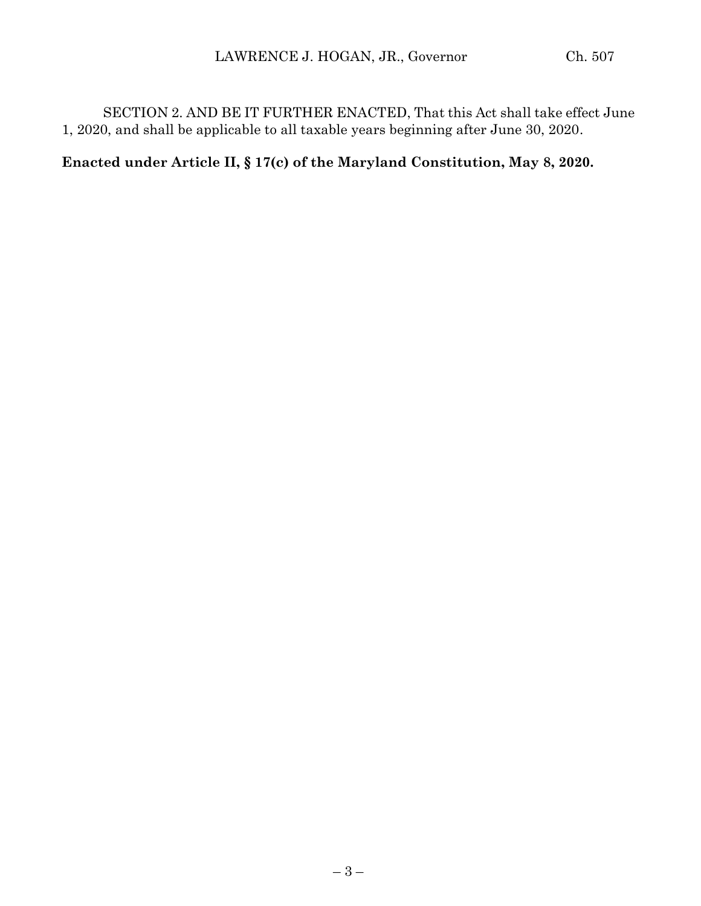SECTION 2. AND BE IT FURTHER ENACTED, That this Act shall take effect June 1, 2020, and shall be applicable to all taxable years beginning after June 30, 2020.

**Enacted under Article II, § 17(c) of the Maryland Constitution, May 8, 2020.**